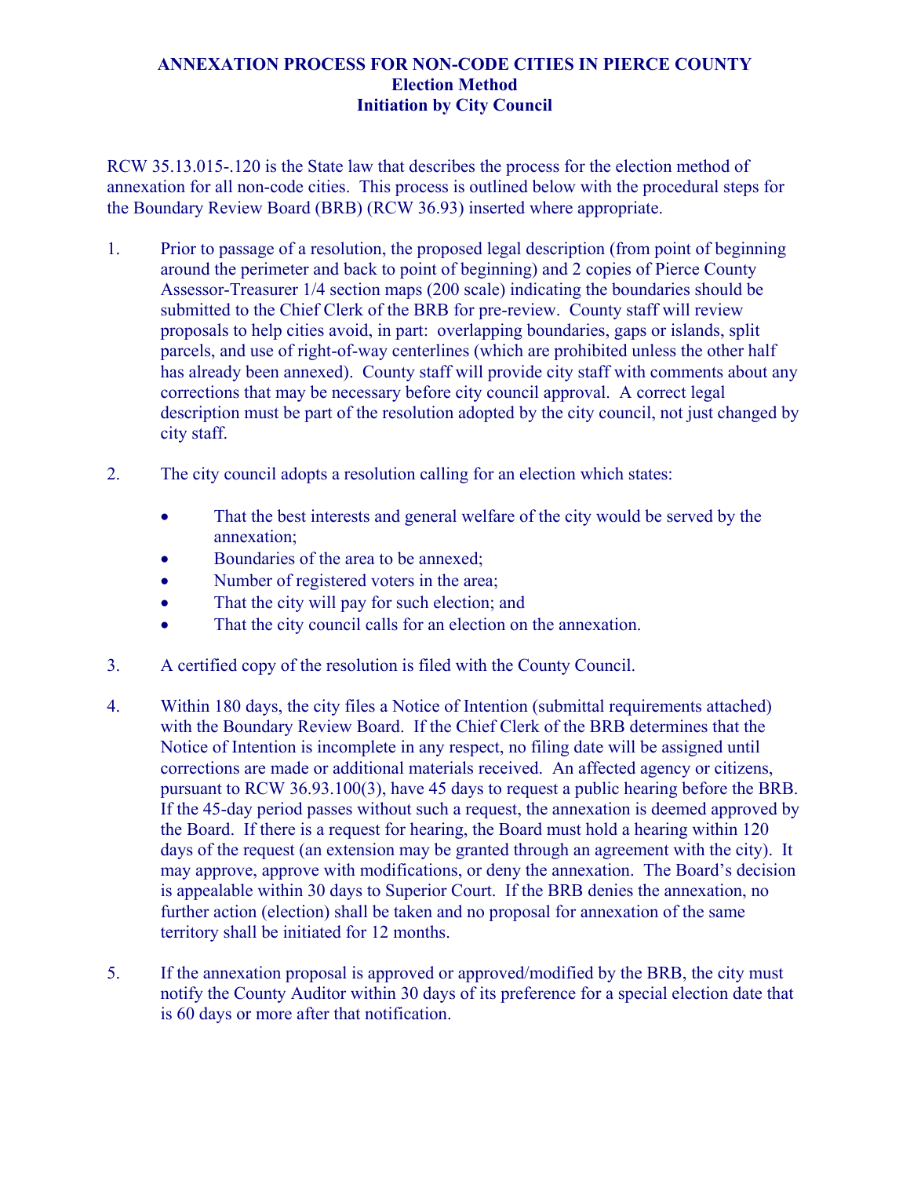# ANNEXATION PROCESS FOR NON-CODE CITIES IN PIERCE COUNTY
## Election Method
## Initiation by City Council

RCW 35.13.015-.120 is the State law that describes the process for the election method of annexation for all non-code cities. This process is outlined below with the procedural steps for the Boundary Review Board (BRB) (RCW 36.93) inserted where appropriate.

1. Prior to passage of a resolution, the proposed legal description (from point of beginning around the perimeter and back to point of beginning) and 2 copies of Pierce County Assessor-Treasurer 1/4 section maps (200 scale) indicating the boundaries should be submitted to the Chief Clerk of the BRB for pre-review. County staff will review proposals to help cities avoid, in part: overlapping boundaries, gaps or islands, split parcels, and use of right-of-way centerlines (which are prohibited unless the other half has already been annexed). County staff will provide city staff with comments about any corrections that may be necessary before city council approval. A correct legal description must be part of the resolution adopted by the city council, not just changed by city staff.

2. The city council adopts a resolution calling for an election which states:

   - That the best interests and general welfare of the city would be served by the annexation;
   - Boundaries of the area to be annexed;
   - Number of registered voters in the area;
   - That the city will pay for such election; and
   - That the city council calls for an election on the annexation.

3. A certified copy of the resolution is filed with the County Council.

4. Within 180 days, the city files a Notice of Intention (submittal requirements attached) with the Boundary Review Board. If the Chief Clerk of the BRB determines that the Notice of Intention is incomplete in any respect, no filing date will be assigned until corrections are made or additional materials received. An affected agency or citizens, pursuant to RCW 36.93.100(3), have 45 days to request a public hearing before the BRB. If the 45-day period passes without such a request, the annexation is deemed approved by the Board. If there is a request for hearing, the Board must hold a hearing within 120 days of the request (an extension may be granted through an agreement with the city). It may approve, approve with modifications, or deny the annexation. The Board's decision is appealable within 30 days to Superior Court. If the BRB denies the annexation, no further action (election) shall be taken and no proposal for annexation of the same territory shall be initiated for 12 months.

5. If the annexation proposal is approved or approved/modified by the BRB, the city must notify the County Auditor within 30 days of its preference for a special election date that is 60 days or more after that notification.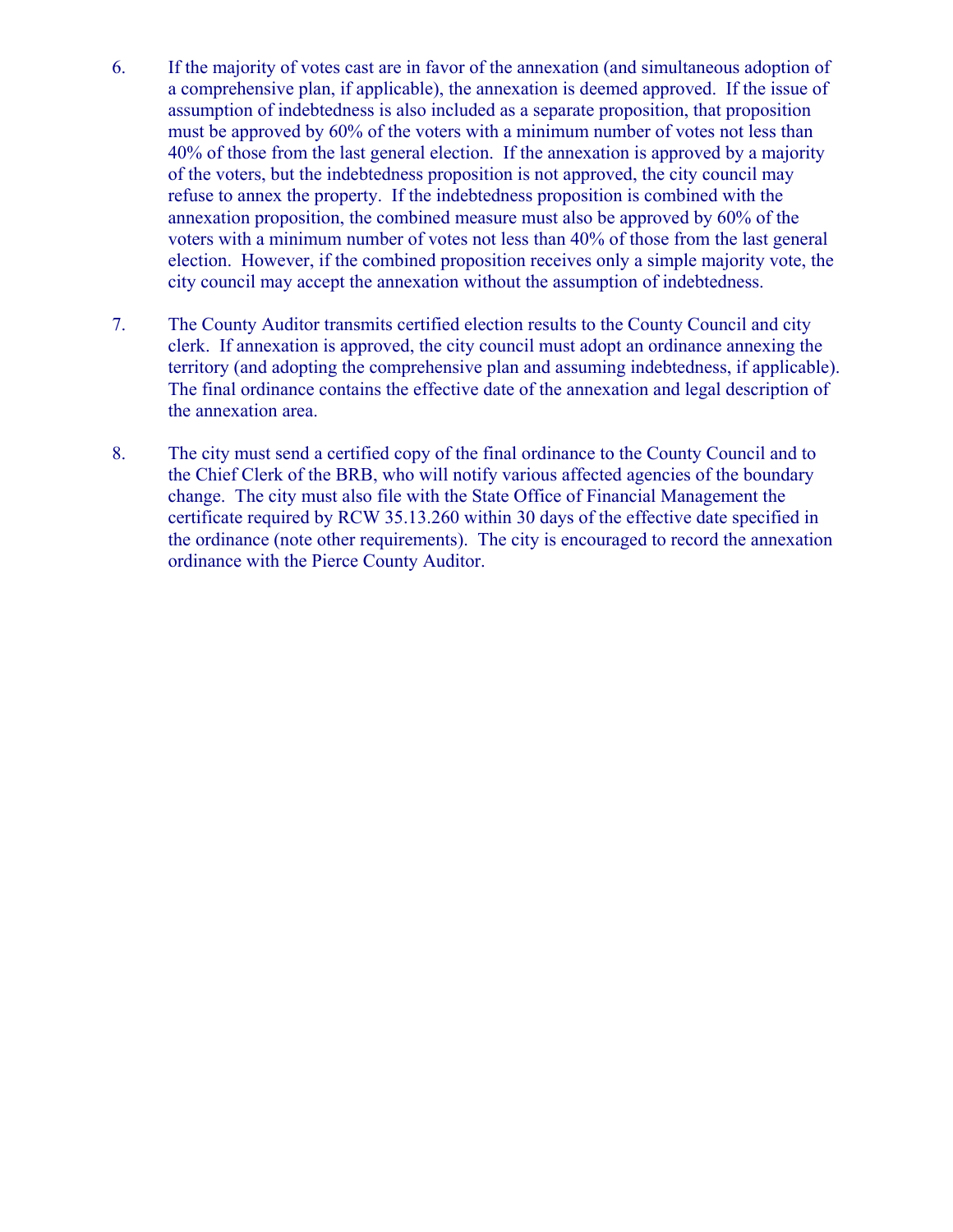6. If the majority of votes cast are in favor of the annexation (and simultaneous adoption of a comprehensive plan, if applicable), the annexation is deemed approved. If the issue of assumption of indebtedness is also included as a separate proposition, that proposition must be approved by 60% of the voters with a minimum number of votes not less than 40% of those from the last general election. If the annexation is approved by a majority of the voters, but the indebtedness proposition is not approved, the city council may refuse to annex the property. If the indebtedness proposition is combined with the annexation proposition, the combined measure must also be approved by 60% of the voters with a minimum number of votes not less than 40% of those from the last general election. However, if the combined proposition receives only a simple majority vote, the city council may accept the annexation without the assumption of indebtedness.

7. The County Auditor transmits certified election results to the County Council and city clerk. If annexation is approved, the city council must adopt an ordinance annexing the territory (and adopting the comprehensive plan and assuming indebtedness, if applicable). The final ordinance contains the effective date of the annexation and legal description of the annexation area.

8. The city must send a certified copy of the final ordinance to the County Council and to the Chief Clerk of the BRB, who will notify various affected agencies of the boundary change. The city must also file with the State Office of Financial Management the certificate required by RCW 35.13.260 within 30 days of the effective date specified in the ordinance (note other requirements). The city is encouraged to record the annexation ordinance with the Pierce County Auditor.